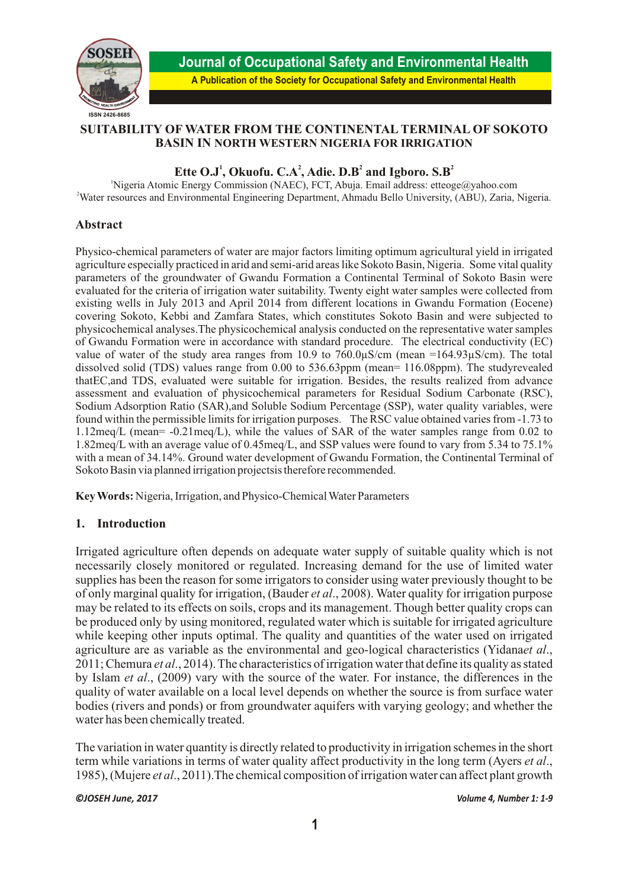# SUITABILITY OF WATER FROM THE CONTINENTAL TERMINAL OF SOKOTO BASIN IN NORTH WESTERN NIGERIA FOR IRRIGATION

**Ette O.J[1], Okuofu. C.A[2], Adie. D.B[2] and Igboro. S.B[2]**

[1]Nigeria Atomic Energy Commission (NAEC), FCT, Abuja. Email address: etteoge@yahoo.com
[2]Water resources and Environmental Engineering Department, Ahmadu Bello University, (ABU), Zaria, Nigeria.

## Abstract

Physico-chemical parameters of water are major factors limiting optimum agricultural yield in irrigated agriculture especially practiced in arid and semi-arid areas like Sokoto Basin, Nigeria. Some vital quality parameters of the groundwater of Gwandu Formation a Continental Terminal of Sokoto Basin were evaluated for the criteria of irrigation water suitability. Twenty eight water samples were collected from existing wells in July 2013 and April 2014 from different locations in Gwandu Formation (Eocene) covering Sokoto, Kebbi and Zamfara States, which constitutes Sokoto Basin and were subjected to physicochemical analyses.The physicochemical analysis conducted on the representative water samples of Gwandu Formation were in accordance with standard procedure. The electrical conductivity (EC) value of water of the study area ranges from 10.9 to 760.0µS/cm (mean =164.93µS/cm). The total dissolved solid (TDS) values range from 0.00 to 536.63ppm (mean= 116.08ppm). The studyrevealed thatEC,and TDS, evaluated were suitable for irrigation. Besides, the results realized from advance assessment and evaluation of physicochemical parameters for Residual Sodium Carbonate (RSC), Sodium Adsorption Ratio (SAR),and Soluble Sodium Percentage (SSP), water quality variables, were found within the permissible limits for irrigation purposes. The RSC value obtained varies from -1.73 to 1.12meq/L (mean= -0.21meq/L), while the values of SAR of the water samples range from 0.02 to 1.82meq/L with an average value of 0.45meq/L, and SSP values were found to vary from 5.34 to 75.1% with a mean of 34.14%. Ground water development of Gwandu Formation, the Continental Terminal of Sokoto Basin via planned irrigation projectsis therefore recommended.

**Key Words:** Nigeria, Irrigation, and Physico-Chemical Water Parameters

## 1. Introduction

Irrigated agriculture often depends on adequate water supply of suitable quality which is not necessarily closely monitored or regulated. Increasing demand for the use of limited water supplies has been the reason for some irrigators to consider using water previously thought to be of only marginal quality for irrigation, (Bauder *et al*., 2008). Water quality for irrigation purpose may be related to its effects on soils, crops and its management. Though better quality crops can be produced only by using monitored, regulated water which is suitable for irrigated agriculture while keeping other inputs optimal. The quality and quantities of the water used on irrigated agriculture are as variable as the environmental and geo-logical characteristics (Yidana*et al*., 2011; Chemura *et al*., 2014). The characteristics of irrigation water that define its quality as stated by Islam *et al*., (2009) vary with the source of the water. For instance, the differences in the quality of water available on a local level depends on whether the source is from surface water bodies (rivers and ponds) or from groundwater aquifers with varying geology; and whether the water has been chemically treated.

The variation in water quantity is directly related to productivity in irrigation schemes in the short term while variations in terms of water quality affect productivity in the long term (Ayers *et al*., 1985), (Mujere *et al*., 2011).The chemical composition of irrigation water can affect plant growth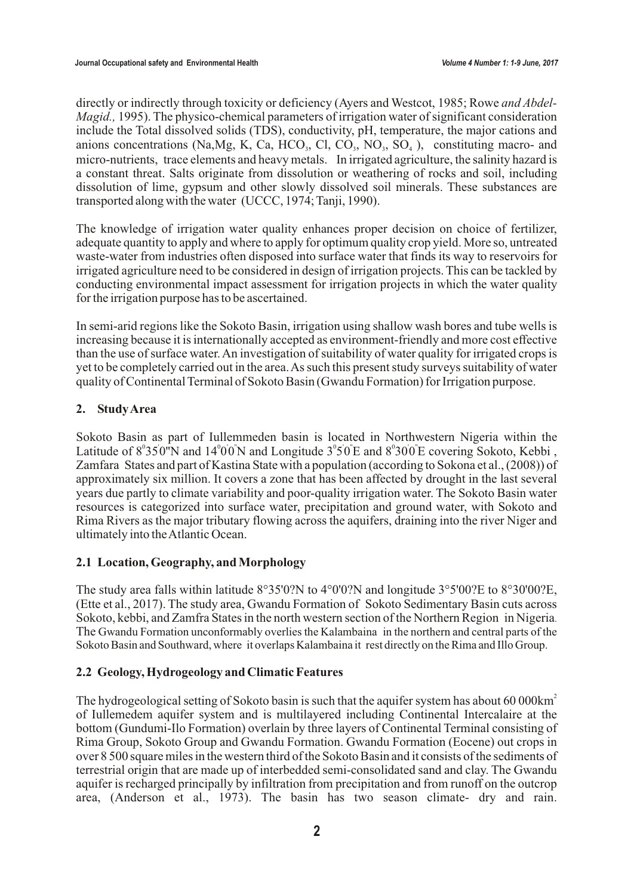directly or indirectly through toxicity or deficiency (Ayers and Westcot, 1985; Rowe *and Abdel-Magid.,* 1995). The physico-chemical parameters of irrigation water of significant consideration include the Total dissolved solids (TDS), conductivity, pH, temperature, the major cations and anions concentrations (Na,Mg, K, Ca, $HCO_3$, Cl, $CO_3$, $NO_3$, $SO_4$ ), constituting macro- and micro-nutrients, trace elements and heavy metals. In irrigated agriculture, the salinity hazard is a constant threat. Salts originate from dissolution or weathering of rocks and soil, including dissolution of lime, gypsum and other slowly dissolved soil minerals. These substances are transported along with the water (UCCC, 1974; Tanji, 1990).

The knowledge of irrigation water quality enhances proper decision on choice of fertilizer, adequate quantity to apply and where to apply for optimum quality crop yield. More so, untreated waste-water from industries often disposed into surface water that finds its way to reservoirs for irrigated agriculture need to be considered in design of irrigation projects. This can be tackled by conducting environmental impact assessment for irrigation projects in which the water quality for the irrigation purpose has to be ascertained.

In semi-arid regions like the Sokoto Basin, irrigation using shallow wash bores and tube wells is increasing because it is internationally accepted as environment-friendly and more cost effective than the use of surface water. An investigation of suitability of water quality for irrigated crops is yet to be completely carried out in the area. As such this present study surveys suitability of water quality of Continental Terminal of Sokoto Basin (Gwandu Formation) for Irrigation purpose.

## 2. Study Area

Sokoto Basin as part of Iullemmeden basin is located in Northwestern Nigeria within the Latitude of 8°35'0"N and 14°0'0"N and Longitude 3°5'0"E and 8°30'0"E covering Sokoto, Kebbi , Zamfara States and part of Kastina State with a population (according to Sokona et al., (2008)) of approximately six million. It covers a zone that has been affected by drought in the last several years due partly to climate variability and poor-quality irrigation water. The Sokoto Basin water resources is categorized into surface water, precipitation and ground water, with Sokoto and Rima Rivers as the major tributary flowing across the aquifers, draining into the river Niger and ultimately into the Atlantic Ocean.

### 2.1 Location, Geography, and Morphology

The study area falls within latitude 8°35'0?N to 4°0'0?N and longitude 3°5'00?E to 8°30'00?E, (Ette et al., 2017). The study area, Gwandu Formation of Sokoto Sedimentary Basin cuts across Sokoto, kebbi, and Zamfra States in the north western section of the Northern Region in Nigeria. The Gwandu Formation unconformably overlies the Kalambaina in the northern and central parts of the Sokoto Basin and Southward, where it overlaps Kalambaina it rest directly on the Rima and Illo Group.

### 2.2 Geology, Hydrogeology and Climatic Features

The hydrogeological setting of Sokoto basin is such that the aquifer system has about 60 000km$^2$ of Iullemedem aquifer system and is multilayered including Continental Intercalaire at the bottom (Gundumi-Ilo Formation) overlain by three layers of Continental Terminal consisting of Rima Group, Sokoto Group and Gwandu Formation. Gwandu Formation (Eocene) out crops in over 8 500 square miles in the western third of the Sokoto Basin and it consists of the sediments of terrestrial origin that are made up of interbedded semi-consolidated sand and clay. The Gwandu aquifer is recharged principally by infiltration from precipitation and from runoff on the outcrop area, (Anderson et al., 1973). The basin has two season climate- dry and rain.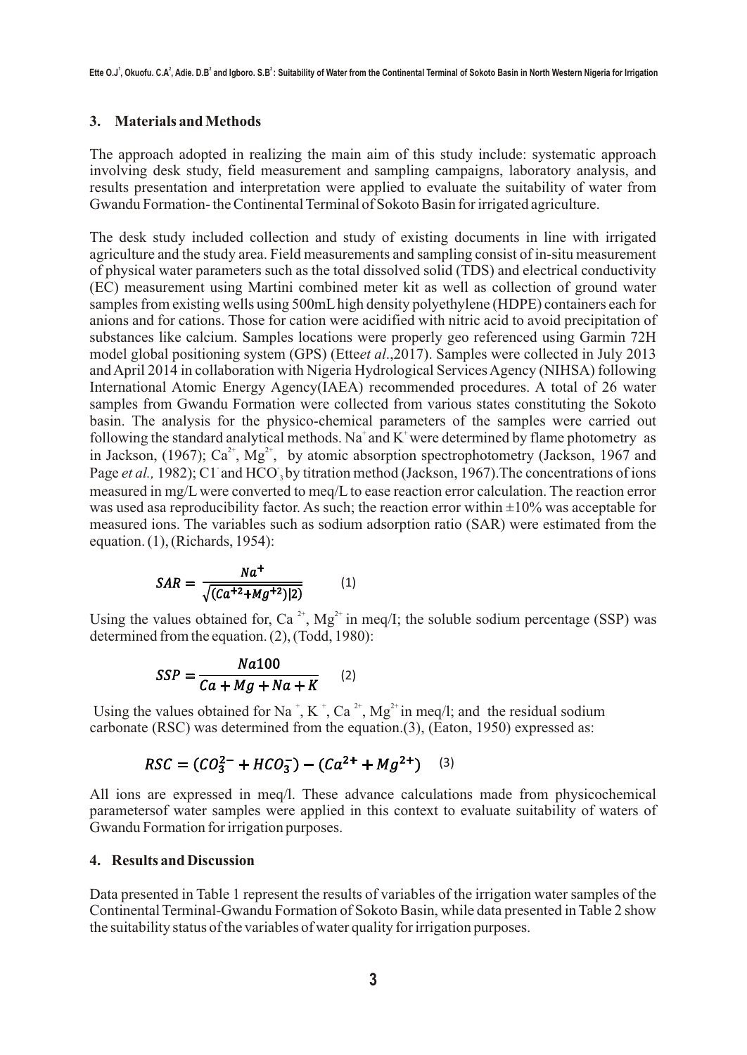## 3. Materials and Methods

The approach adopted in realizing the main aim of this study include: systematic approach involving desk study, field measurement and sampling campaigns, laboratory analysis, and results presentation and interpretation were applied to evaluate the suitability of water from Gwandu Formation- the Continental Terminal of Sokoto Basin for irrigated agriculture.

The desk study included collection and study of existing documents in line with irrigated agriculture and the study area. Field measurements and sampling consist of in-situ measurement of physical water parameters such as the total dissolved solid (TDS) and electrical conductivity (EC) measurement using Martini combined meter kit as well as collection of ground water samples from existing wells using 500mL high density polyethylene (HDPE) containers each for anions and for cations. Those for cation were acidified with nitric acid to avoid precipitation of substances like calcium. Samples locations were properly geo referenced using Garmin 72H model global positioning system (GPS) (Ette*et al*.,2017). Samples were collected in July 2013 and April 2014 in collaboration with Nigeria Hydrological Services Agency (NIHSA) following International Atomic Energy Agency(IAEA) recommended procedures. A total of 26 water samples from Gwandu Formation were collected from various states constituting the Sokoto basin. The analysis for the physico-chemical parameters of the samples were carried out following the standard analytical methods. $Na^{+}$ and $K^{+}$ were determined by flame photometry as in Jackson, (1967); $Ca^{2+}$, $Mg^{2+}$, by atomic absorption spectrophotometry (Jackson, 1967 and Page *et al.,* 1982); $Cl^{-}$ and $HCO_3^{-}$ by titration method (Jackson, 1967).The concentrations of ions measured in mg/L were converted to meq/L to ease reaction error calculation. The reaction error was used asa reproducibility factor. As such; the reaction error within ±10% was acceptable for measured ions. The variables such as sodium adsorption ratio (SAR) were estimated from the equation. (1), (Richards, 1954):

$$SAR = \frac{Na^{+}}{\sqrt{(Ca^{+2}+Mg^{+2})|2)}} \qquad (1)$$

Using the values obtained for, $Ca^{2+}$, $Mg^{2+}$ in meq/I; the soluble sodium percentage (SSP) was determined from the equation. (2), (Todd, 1980):

$$SSP = \frac{Na100}{Ca + Mg + Na + K} \qquad (2)$$

Using the values obtained for $Na^{+}$, $K^{+}$, $Ca^{2+}$, $Mg^{2+}$ in meq/l; and the residual sodium carbonate (RSC) was determined from the equation.(3), (Eaton, 1950) expressed as:

$$RSC = (CO_3^{2-} + HCO_3^{-}) - (Ca^{2+} + Mg^{2+}) \qquad (3)$$

All ions are expressed in meq/l. These advance calculations made from physicochemical parametersof water samples were applied in this context to evaluate suitability of waters of Gwandu Formation for irrigation purposes.

## 4. Results and Discussion

Data presented in Table 1 represent the results of variables of the irrigation water samples of the Continental Terminal-Gwandu Formation of Sokoto Basin, while data presented in Table 2 show the suitability status of the variables of water quality for irrigation purposes.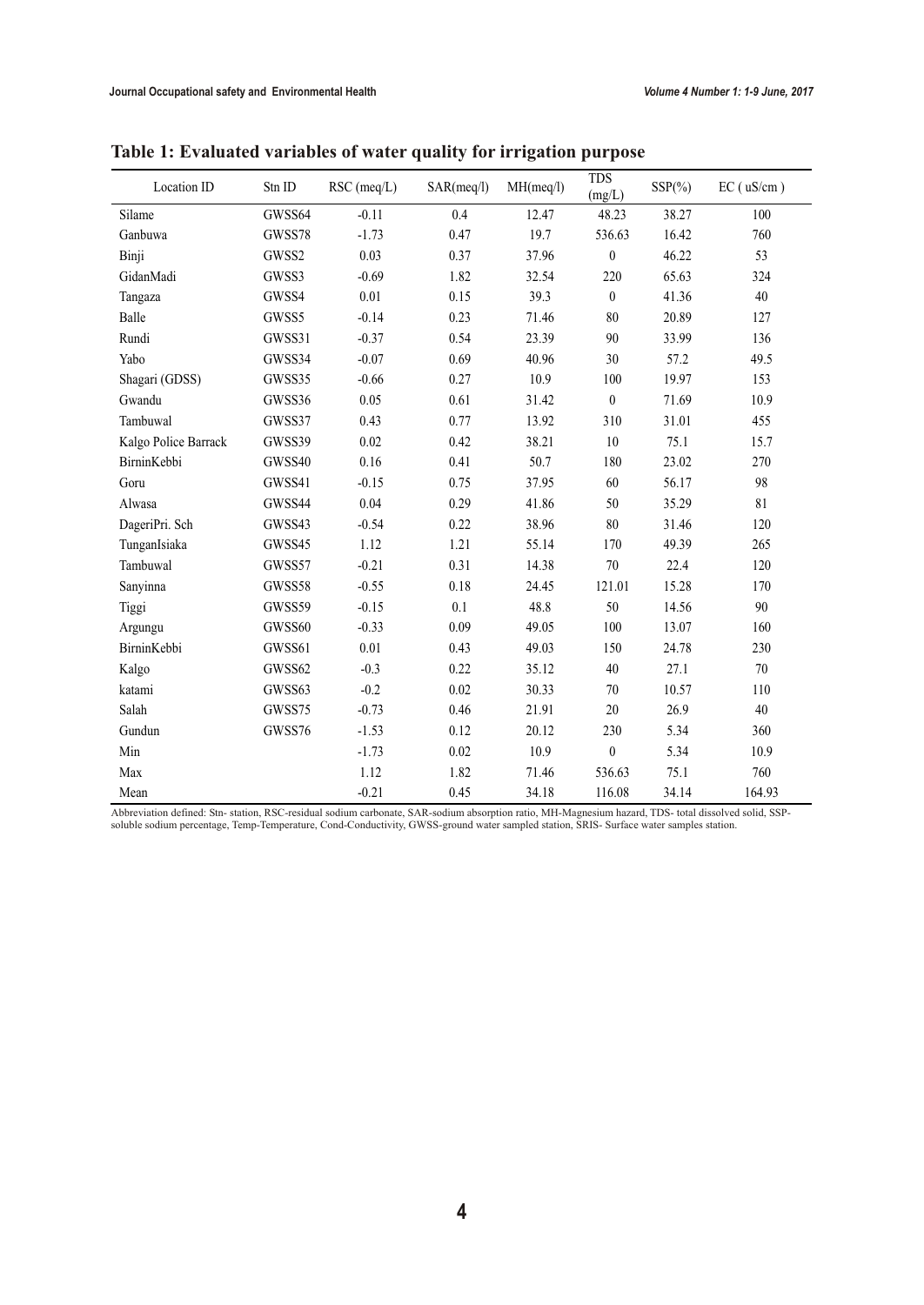**Table 1: Evaluated variables of water quality for irrigation purpose**

| Location ID | Stn ID | RSC (meq/L) | SAR(meq/l) | MH(meq/l) | TDS (mg/L) | SSP(%) | EC ( uS/cm ) |
|---|---|---|---|---|---|---|---|
| Silame | GWSS64 | -0.11 | 0.4 | 12.47 | 48.23 | 38.27 | 100 |
| Ganbuwa | GWSS78 | -1.73 | 0.47 | 19.7 | 536.63 | 16.42 | 760 |
| Binji | GWSS2 | 0.03 | 0.37 | 37.96 | 0 | 46.22 | 53 |
| GidanMadi | GWSS3 | -0.69 | 1.82 | 32.54 | 220 | 65.63 | 324 |
| Tangaza | GWSS4 | 0.01 | 0.15 | 39.3 | 0 | 41.36 | 40 |
| Balle | GWSS5 | -0.14 | 0.23 | 71.46 | 80 | 20.89 | 127 |
| Rundi | GWSS31 | -0.37 | 0.54 | 23.39 | 90 | 33.99 | 136 |
| Yabo | GWSS34 | -0.07 | 0.69 | 40.96 | 30 | 57.2 | 49.5 |
| Shagari (GDSS) | GWSS35 | -0.66 | 0.27 | 10.9 | 100 | 19.97 | 153 |
| Gwandu | GWSS36 | 0.05 | 0.61 | 31.42 | 0 | 71.69 | 10.9 |
| Tambuwal | GWSS37 | 0.43 | 0.77 | 13.92 | 310 | 31.01 | 455 |
| Kalgo Police Barrack | GWSS39 | 0.02 | 0.42 | 38.21 | 10 | 75.1 | 15.7 |
| BirninKebbi | GWSS40 | 0.16 | 0.41 | 50.7 | 180 | 23.02 | 270 |
| Goru | GWSS41 | -0.15 | 0.75 | 37.95 | 60 | 56.17 | 98 |
| Alwasa | GWSS44 | 0.04 | 0.29 | 41.86 | 50 | 35.29 | 81 |
| DageriPri. Sch | GWSS43 | -0.54 | 0.22 | 38.96 | 80 | 31.46 | 120 |
| TunganIsiaka | GWSS45 | 1.12 | 1.21 | 55.14 | 170 | 49.39 | 265 |
| Tambuwal | GWSS57 | -0.21 | 0.31 | 14.38 | 70 | 22.4 | 120 |
| Sanyinna | GWSS58 | -0.55 | 0.18 | 24.45 | 121.01 | 15.28 | 170 |
| Tiggi | GWSS59 | -0.15 | 0.1 | 48.8 | 50 | 14.56 | 90 |
| Argungu | GWSS60 | -0.33 | 0.09 | 49.05 | 100 | 13.07 | 160 |
| BirninKebbi | GWSS61 | 0.01 | 0.43 | 49.03 | 150 | 24.78 | 230 |
| Kalgo | GWSS62 | -0.3 | 0.22 | 35.12 | 40 | 27.1 | 70 |
| katami | GWSS63 | -0.2 | 0.02 | 30.33 | 70 | 10.57 | 110 |
| Salah | GWSS75 | -0.73 | 0.46 | 21.91 | 20 | 26.9 | 40 |
| Gundun | GWSS76 | -1.53 | 0.12 | 20.12 | 230 | 5.34 | 360 |
| Min | | -1.73 | 0.02 | 10.9 | 0 | 5.34 | 10.9 |
| Max | | 1.12 | 1.82 | 71.46 | 536.63 | 75.1 | 760 |
| Mean | | -0.21 | 0.45 | 34.18 | 116.08 | 34.14 | 164.93 |

Abbreviation defined: Stn- station, RSC-residual sodium carbonate, SAR-sodium absorption ratio, MH-Magnesium hazard, TDS- total dissolved solid, SSP-soluble sodium percentage, Temp-Temperature, Cond-Conductivity, GWSS-ground water sampled station, SRIS- Surface water samples station.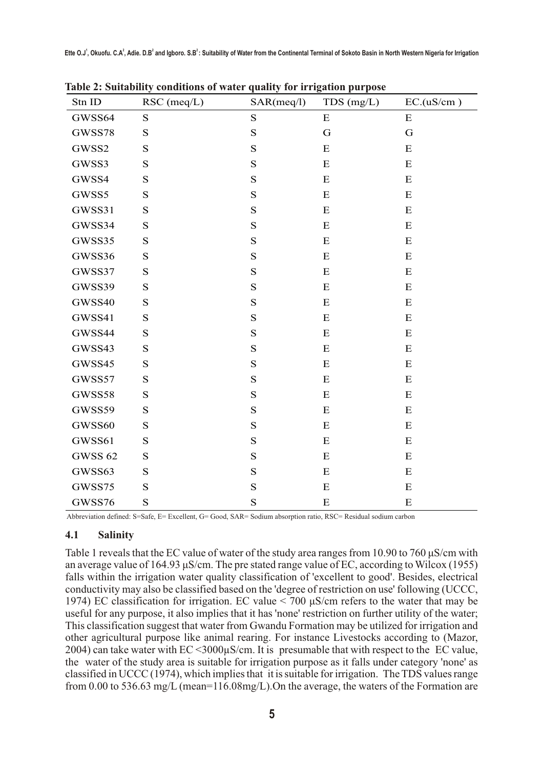**Table 2: Suitability conditions of water quality for irrigation purpose**

| Stn ID | RSC (meq/L) | SAR(meq/l) | TDS (mg/L) | EC.(uS/cm ) |
|---|---|---|---|---|
| GWSS64 | S | S | E | E |
| GWSS78 | S | S | G | G |
| GWSS2 | S | S | E | E |
| GWSS3 | S | S | E | E |
| GWSS4 | S | S | E | E |
| GWSS5 | S | S | E | E |
| GWSS31 | S | S | E | E |
| GWSS34 | S | S | E | E |
| GWSS35 | S | S | E | E |
| GWSS36 | S | S | E | E |
| GWSS37 | S | S | E | E |
| GWSS39 | S | S | E | E |
| GWSS40 | S | S | E | E |
| GWSS41 | S | S | E | E |
| GWSS44 | S | S | E | E |
| GWSS43 | S | S | E | E |
| GWSS45 | S | S | E | E |
| GWSS57 | S | S | E | E |
| GWSS58 | S | S | E | E |
| GWSS59 | S | S | E | E |
| GWSS60 | S | S | E | E |
| GWSS61 | S | S | E | E |
| GWSS 62 | S | S | E | E |
| GWSS63 | S | S | E | E |
| GWSS75 | S | S | E | E |
| GWSS76 | S | S | E | E |

Abbreviation defined: S=Safe, E= Excellent, G= Good, SAR= Sodium absorption ratio, RSC= Residual sodium carbon

### 4.1 Salinity

Table 1 reveals that the EC value of water of the study area ranges from 10.90 to 760 µS/cm with an average value of 164.93 µS/cm. The pre stated range value of EC, according to Wilcox (1955) falls within the irrigation water quality classification of 'excellent to good'. Besides, electrical conductivity may also be classified based on the 'degree of restriction on use' following (UCCC, 1974) EC classification for irrigation. EC value < 700 µS/cm refers to the water that may be useful for any purpose, it also implies that it has 'none' restriction on further utility of the water; This classification suggest that water from Gwandu Formation may be utilized for irrigation and other agricultural purpose like animal rearing. For instance Livestocks according to (Mazor, 2004) can take water with EC <3000µS/cm. It is presumable that with respect to the EC value, the water of the study area is suitable for irrigation purpose as it falls under category 'none' as classified in UCCC (1974), which implies that it is suitable for irrigation. The TDS values range from 0.00 to 536.63 mg/L (mean=116.08mg/L).On the average, the waters of the Formation are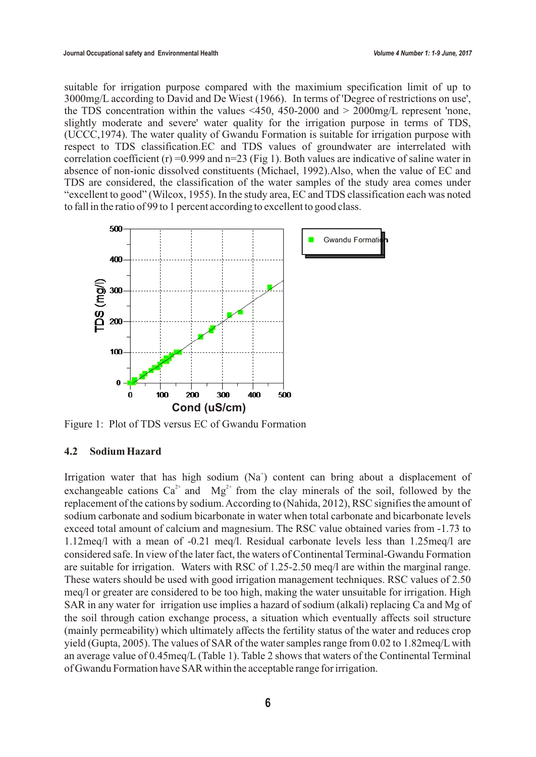suitable for irrigation purpose compared with the maximium specification limit of up to 3000mg/L according to David and De Wiest (1966). In terms of 'Degree of restrictions on use', the TDS concentration within the values <450, 450-2000 and > 2000mg/L represent 'none, slightly moderate and severe' water quality for the irrigation purpose in terms of TDS, (UCCC,1974). The water quality of Gwandu Formation is suitable for irrigation purpose with respect to TDS classification.EC and TDS values of groundwater are interrelated with correlation coefficient (r) =0.999 and n=23 (Fig 1). Both values are indicative of saline water in absence of non-ionic dissolved constituents (Michael, 1992).Also, when the value of EC and TDS are considered, the classification of the water samples of the study area comes under "excellent to good" (Wilcox, 1955). In the study area, EC and TDS classification each was noted to fall in the ratio of 99 to 1 percent according to excellent to good class.

Figure 1: Plot of TDS versus EC of Gwandu Formation

### 4.2 Sodium Hazard

Irrigation water that has high sodium ($Na^+$) content can bring about a displacement of exchangeable cations $Ca^{2+}$ and $Mg^{2+}$ from the clay minerals of the soil, followed by the replacement of the cations by sodium. According to (Nahida, 2012), RSC signifies the amount of sodium carbonate and sodium bicarbonate in water when total carbonate and bicarbonate levels exceed total amount of calcium and magnesium. The RSC value obtained varies from -1.73 to 1.12meq/l with a mean of -0.21 meq/l. Residual carbonate levels less than 1.25meq/l are considered safe. In view of the later fact, the waters of Continental Terminal-Gwandu Formation are suitable for irrigation. Waters with RSC of 1.25-2.50 meq/l are within the marginal range. These waters should be used with good irrigation management techniques. RSC values of 2.50 meq/l or greater are considered to be too high, making the water unsuitable for irrigation. High SAR in any water for irrigation use implies a hazard of sodium (alkali) replacing Ca and Mg of the soil through cation exchange process, a situation which eventually affects soil structure (mainly permeability) which ultimately affects the fertility status of the water and reduces crop yield (Gupta, 2005). The values of SAR of the water samples range from 0.02 to 1.82meq/L with an average value of 0.45meq/L (Table 1). Table 2 shows that waters of the Continental Terminal of Gwandu Formation have SAR within the acceptable range for irrigation.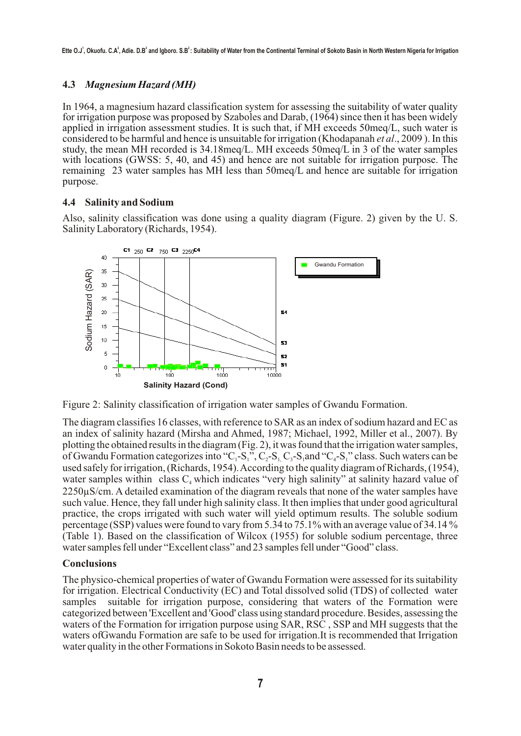### 4.3 *Magnesium Hazard (MH)*

In 1964, a magnesium hazard classification system for assessing the suitability of water quality for irrigation purpose was proposed by Szaboles and Darab, (1964) since then it has been widely applied in irrigation assessment studies. It is such that, if MH exceeds 50meq/L, such water is considered to be harmful and hence is unsuitable for irrigation (Khodapanah *et al*., 2009 ). In this study, the mean MH recorded is 34.18meq/L. MH exceeds 50meq/L in 3 of the water samples with locations (GWSS: 5, 40, and 45) and hence are not suitable for irrigation purpose. The remaining 23 water samples has MH less than 50meq/L and hence are suitable for irrigation purpose.

### 4.4 Salinity and Sodium

Also, salinity classification was done using a quality diagram (Figure. 2) given by the U. S. Salinity Laboratory (Richards, 1954).

Figure 2: Salinity classification of irrigation water samples of Gwandu Formation.

The diagram classifies 16 classes, with reference to SAR as an index of sodium hazard and EC as an index of salinity hazard (Mirsha and Ahmed, 1987; Michael, 1992, Miller et al., 2007). By plotting the obtained results in the diagram (Fig. 2), it was found that the irrigation water samples, of Gwandu Formation categorizes into "$C_1$-$S_1$", $C_2$-$S_1$, $C_3$-$S_1$and "$C_4$-$S_1$" class. Such waters can be used safely for irrigation, (Richards, 1954). According to the quality diagram of Richards, (1954), water samples within class $C_4$ which indicates "very high salinity" at salinity hazard value of 2250µS/cm. A detailed examination of the diagram reveals that none of the water samples have such value. Hence, they fall under high salinity class. It then implies that under good agricultural practice, the crops irrigated with such water will yield optimum results. The soluble sodium percentage (SSP) values were found to vary from 5.34 to 75.1% with an average value of 34.14 % (Table 1). Based on the classification of Wilcox (1955) for soluble sodium percentage, three water samples fell under "Excellent class" and 23 samples fell under "Good" class.

### Conclusions

The physico-chemical properties of water of Gwandu Formation were assessed for its suitability for irrigation. Electrical Conductivity (EC) and Total dissolved solid (TDS) of collected water samples suitable for irrigation purpose, considering that waters of the Formation were categorized between 'Excellent and 'Good' class using standard procedure. Besides, assessing the waters of the Formation for irrigation purpose using SAR, RSC , SSP and MH suggests that the waters ofGwandu Formation are safe to be used for irrigation.It is recommended that Irrigation water quality in the other Formations in Sokoto Basin needs to be assessed.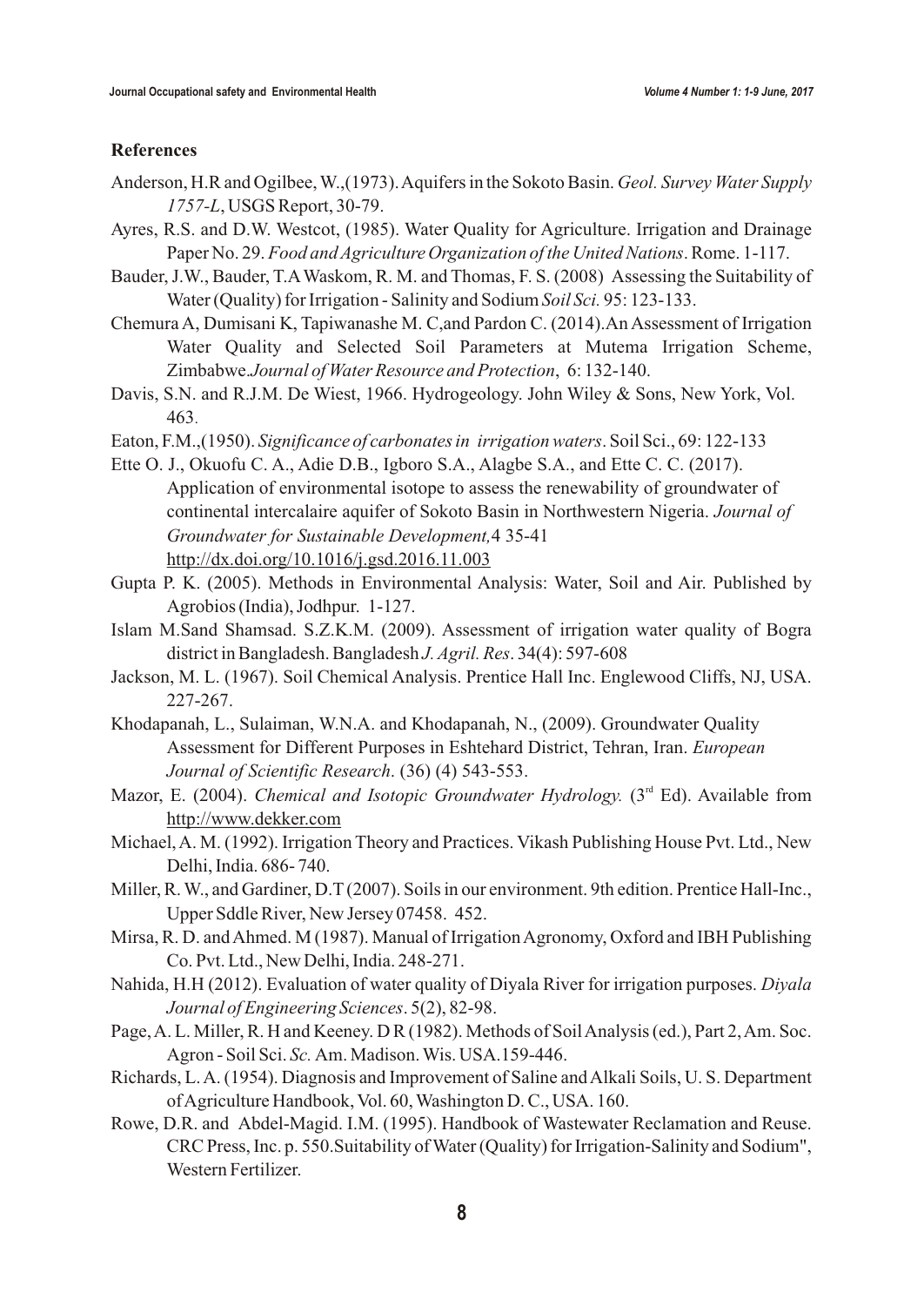## References

Anderson, H.R and Ogilbee, W.,(1973). Aquifers in the Sokoto Basin. *Geol. Survey Water Supply 1757-L*, USGS Report, 30-79.

Ayres, R.S. and D.W. Westcot, (1985). Water Quality for Agriculture. Irrigation and Drainage Paper No. 29. *Food and Agriculture Organization of the United Nations*. Rome. 1-117.

Bauder, J.W., Bauder, T.A Waskom, R. M. and Thomas, F. S. (2008) Assessing the Suitability of Water (Quality) for Irrigation - Salinity and Sodium *Soil Sci.* 95: 123-133.

Chemura A, Dumisani K, Tapiwanashe M. C,and Pardon C. (2014).An Assessment of Irrigation Water Quality and Selected Soil Parameters at Mutema Irrigation Scheme, Zimbabwe.*Journal of Water Resource and Protection*, 6: 132-140.

Davis, S.N. and R.J.M. De Wiest, 1966. Hydrogeology. John Wiley & Sons, New York, Vol. 463.

Eaton, F.M.,(1950). *Significance of carbonates in irrigation waters*. Soil Sci., 69: 122-133

Ette O. J., Okuofu C. A., Adie D.B., Igboro S.A., Alagbe S.A., and Ette C. C. (2017). Application of environmental isotope to assess the renewability of groundwater of continental intercalaire aquifer of Sokoto Basin in Northwestern Nigeria. *Journal of Groundwater for Sustainable Development,*4 35-41 http://dx.doi.org/10.1016/j.gsd.2016.11.003

Gupta P. K. (2005). Methods in Environmental Analysis: Water, Soil and Air. Published by Agrobios (India), Jodhpur. 1-127.

Islam M.Sand Shamsad. S.Z.K.M. (2009). Assessment of irrigation water quality of Bogra district in Bangladesh. Bangladesh *J. Agril. Res*. 34(4): 597-608

Jackson, M. L. (1967). Soil Chemical Analysis. Prentice Hall Inc. Englewood Cliffs, NJ, USA. 227-267.

Khodapanah, L., Sulaiman, W.N.A. and Khodapanah, N., (2009). Groundwater Quality Assessment for Different Purposes in Eshtehard District, Tehran, Iran. *European Journal of Scientific Research*. (36) (4) 543-553.

Mazor, E. (2004). *Chemical and Isotopic Groundwater Hydrology.* (3rd Ed). Available from http://www.dekker.com

Michael, A. M. (1992). Irrigation Theory and Practices. Vikash Publishing House Pvt. Ltd., New Delhi, India. 686- 740.

Miller, R. W., and Gardiner, D.T (2007). Soils in our environment. 9th edition. Prentice Hall-Inc., Upper Sddle River, New Jersey 07458. 452.

Mirsa, R. D. and Ahmed. M (1987). Manual of Irrigation Agronomy, Oxford and IBH Publishing Co. Pvt. Ltd., New Delhi, India. 248-271.

Nahida, H.H (2012). Evaluation of water quality of Diyala River for irrigation purposes. *Diyala Journal of Engineering Sciences*. 5(2), 82-98.

Page, A. L. Miller, R. H and Keeney. D R (1982). Methods of Soil Analysis (ed.), Part 2, Am. Soc. Agron - Soil Sci. *Sc.* Am. Madison. Wis. USA.159-446.

Richards, L. A. (1954). Diagnosis and Improvement of Saline and Alkali Soils, U. S. Department of Agriculture Handbook, Vol. 60, Washington D. C., USA. 160.

Rowe, D.R. and Abdel-Magid. I.M. (1995). Handbook of Wastewater Reclamation and Reuse. CRC Press, Inc. p. 550.Suitability of Water (Quality) for Irrigation-Salinity and Sodium", Western Fertilizer.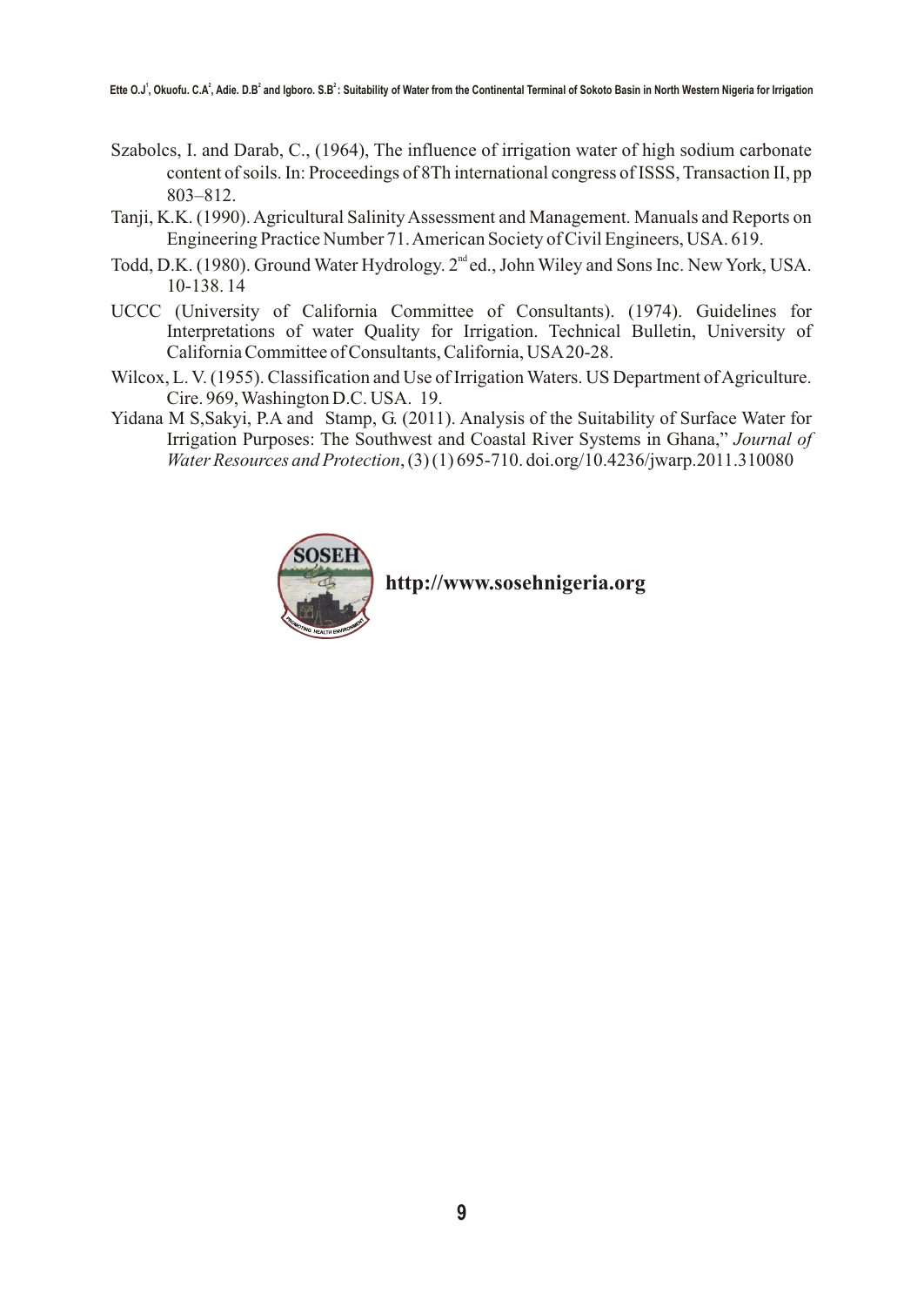Szabolcs, I. and Darab, C., (1964), The influence of irrigation water of high sodium carbonate content of soils. In: Proceedings of 8Th international congress of ISSS, Transaction II, pp 803–812.

Tanji, K.K. (1990). Agricultural Salinity Assessment and Management. Manuals and Reports on Engineering Practice Number 71. American Society of Civil Engineers, USA. 619.

Todd, D.K. (1980). Ground Water Hydrology. 2nd ed., John Wiley and Sons Inc. New York, USA. 10-138. 14

UCCC (University of California Committee of Consultants). (1974). Guidelines for Interpretations of water Quality for Irrigation. Technical Bulletin, University of California Committee of Consultants, California, USA 20-28.

Wilcox, L. V. (1955). Classification and Use of Irrigation Waters. US Department of Agriculture. Cire. 969, Washington D.C. USA. 19.

Yidana M S, Sakyi, P.A and Stamp, G. (2011). Analysis of the Suitability of Surface Water for Irrigation Purposes: The Southwest and Coastal River Systems in Ghana," *Journal of Water Resources and Protection*, (3) (1) 695-710. doi.org/10.4236/jwarp.2011.310080

**http://www.sosehnigeria.org**